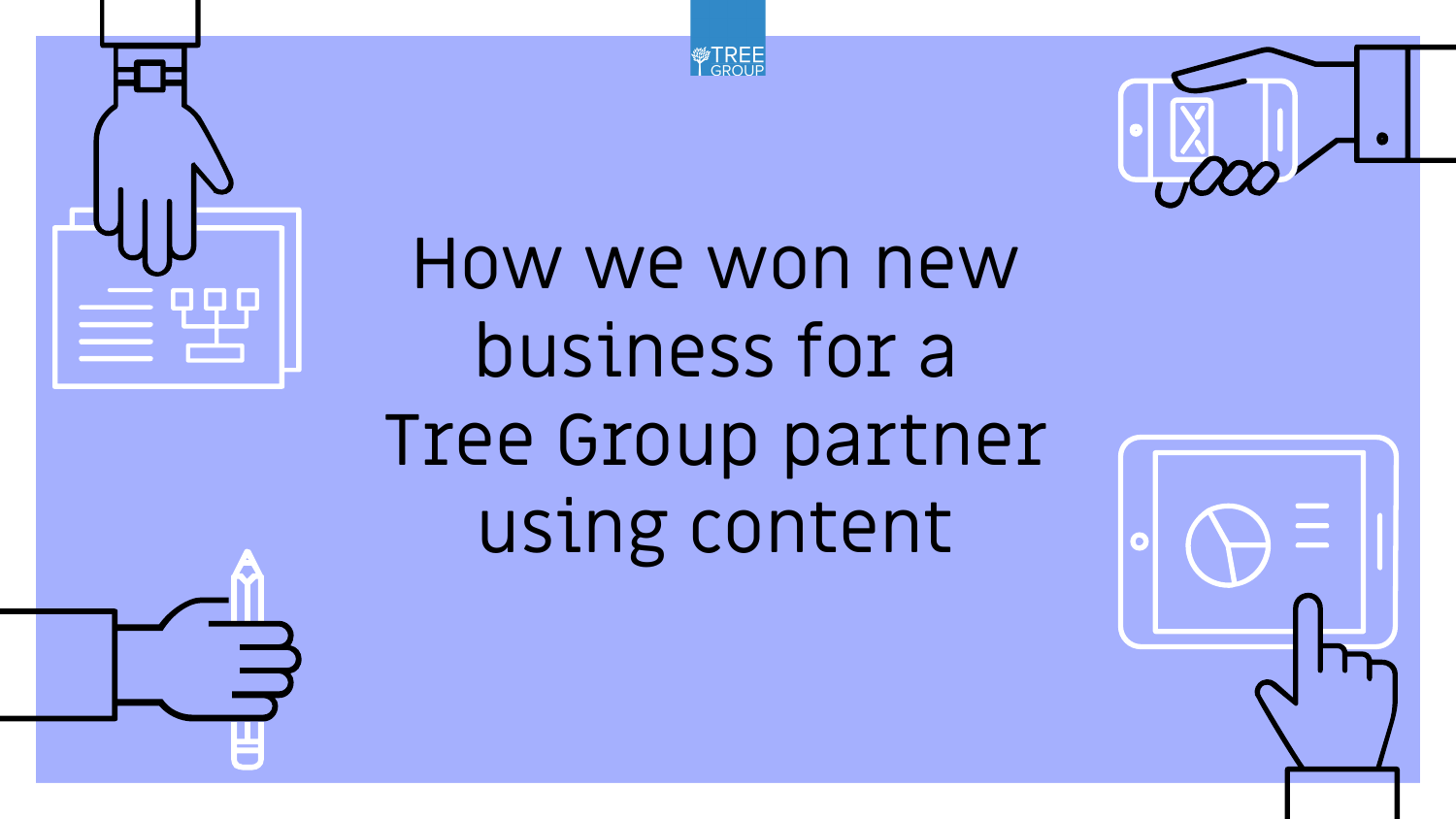TREE GROUP

# How we won new business for a Tree Group partner using content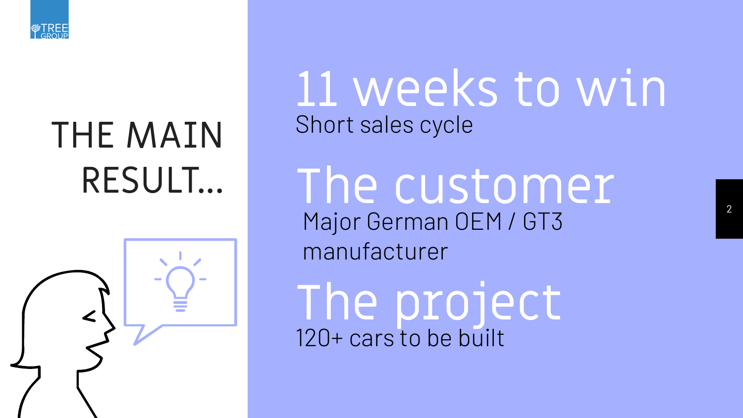# THE MAIN RESULT…

## 11 weeks to win

Short sales cycle

## The customer

Major German OEM / GT3 manufacturer

## The project

120+ cars to be built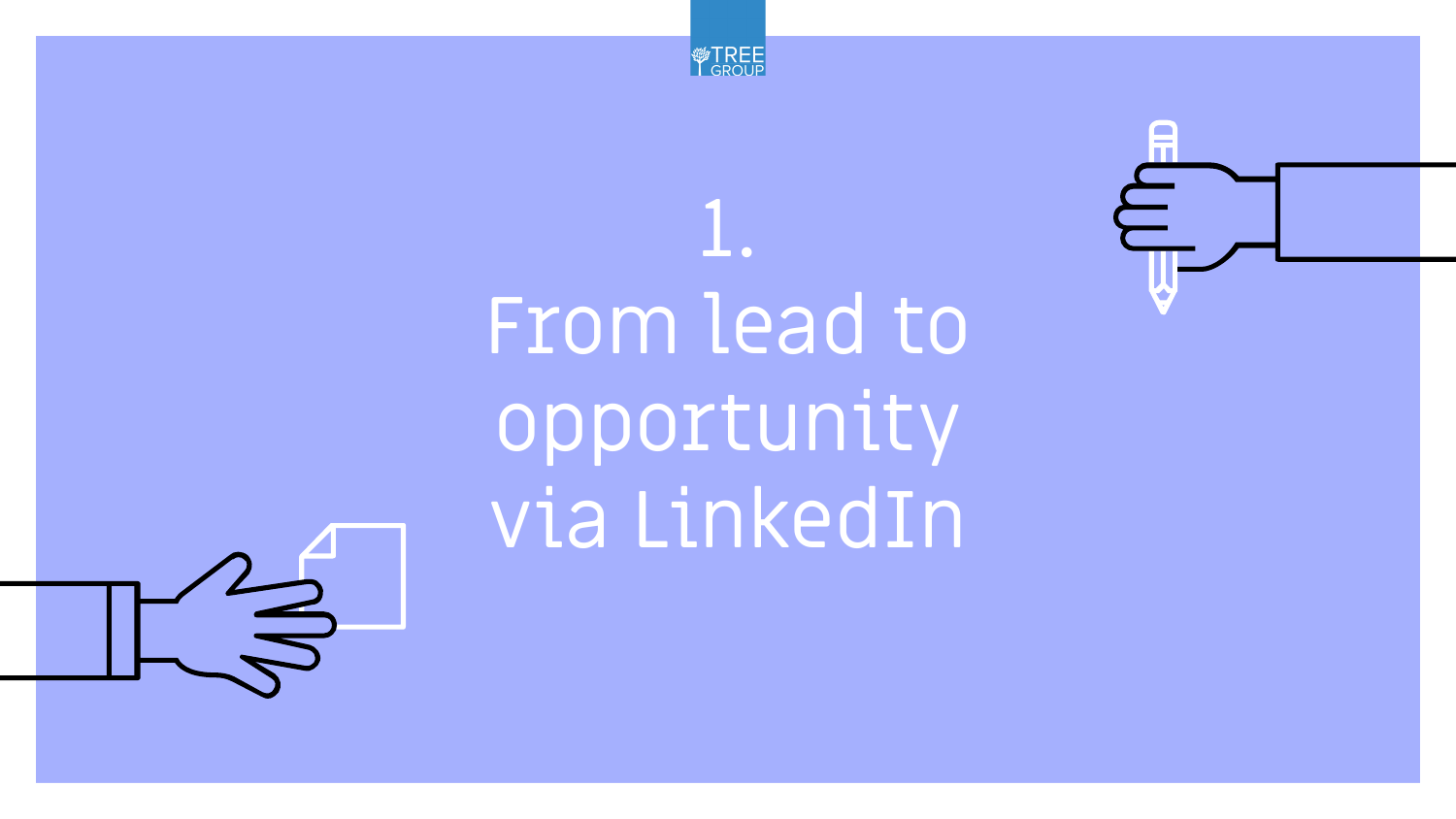# 1. From lead to opportunity via LinkedIn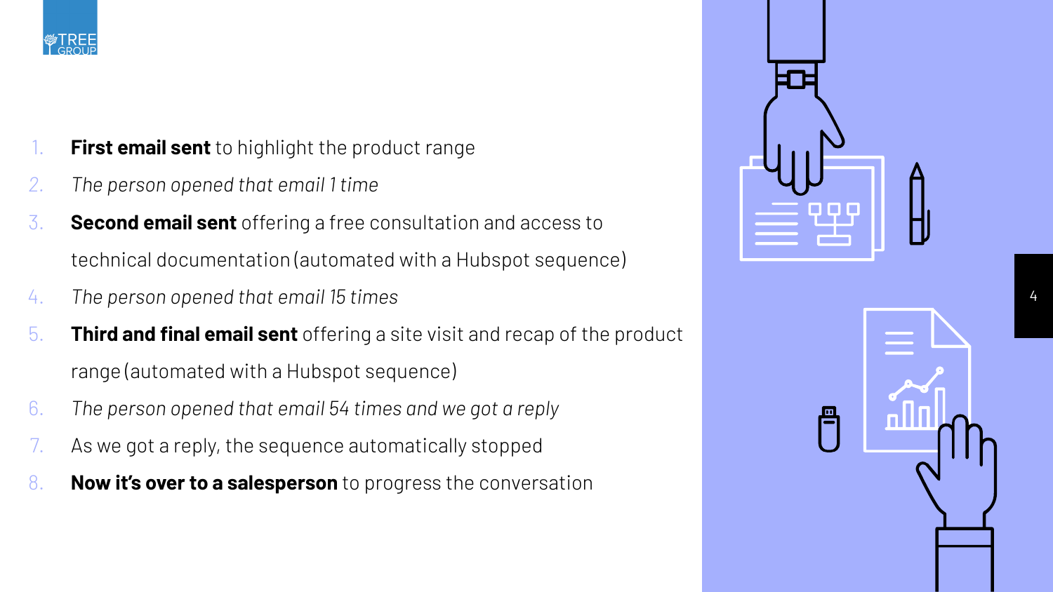1. **First email sent** to highlight the product range
2. *The person opened that email 1 time*
3. **Second email sent** offering a free consultation and access to technical documentation (automated with a Hubspot sequence)
4. *The person opened that email 15 times*
5. **Third and final email sent** offering a site visit and recap of the product range (automated with a Hubspot sequence)
6. *The person opened that email 54 times and we got a reply*
7. As we got a reply, the sequence automatically stopped
8. **Now it's over to a salesperson** to progress the conversation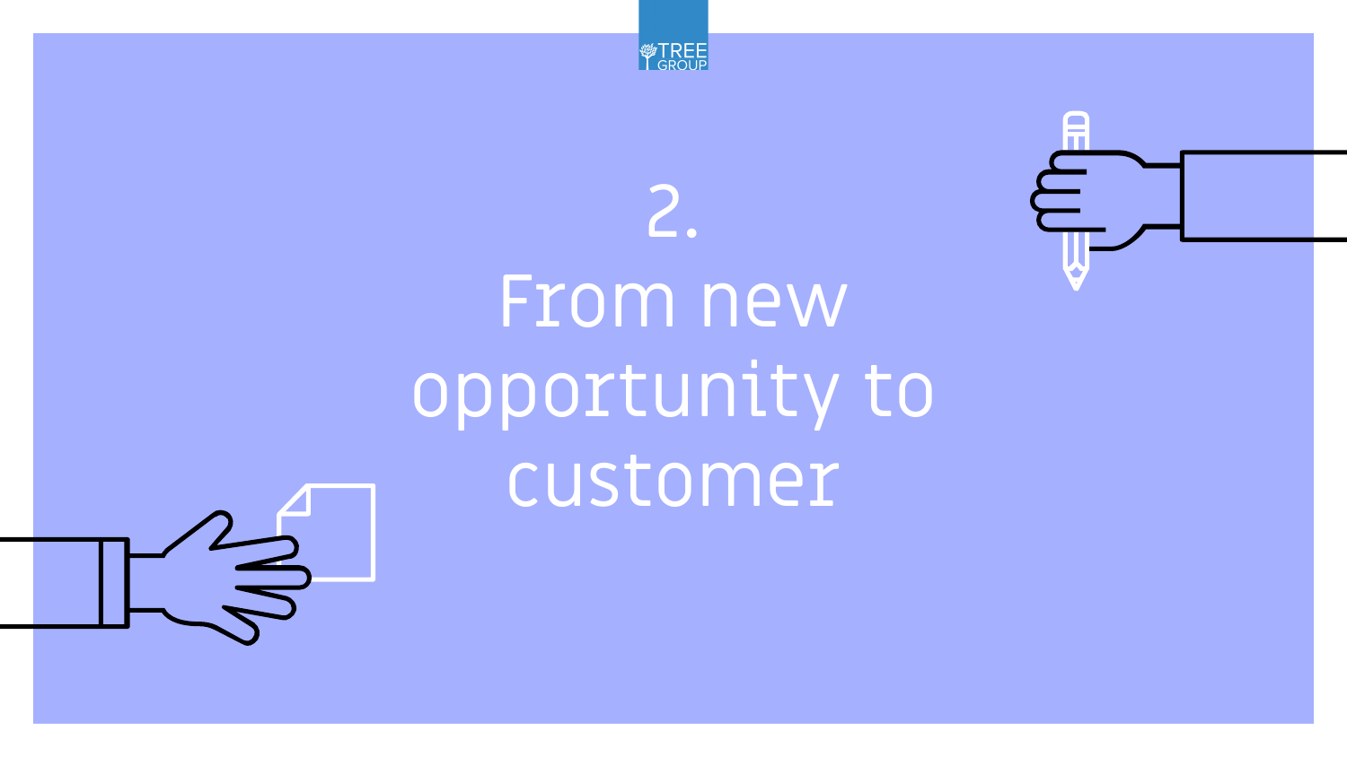# 2.
# From new opportunity to customer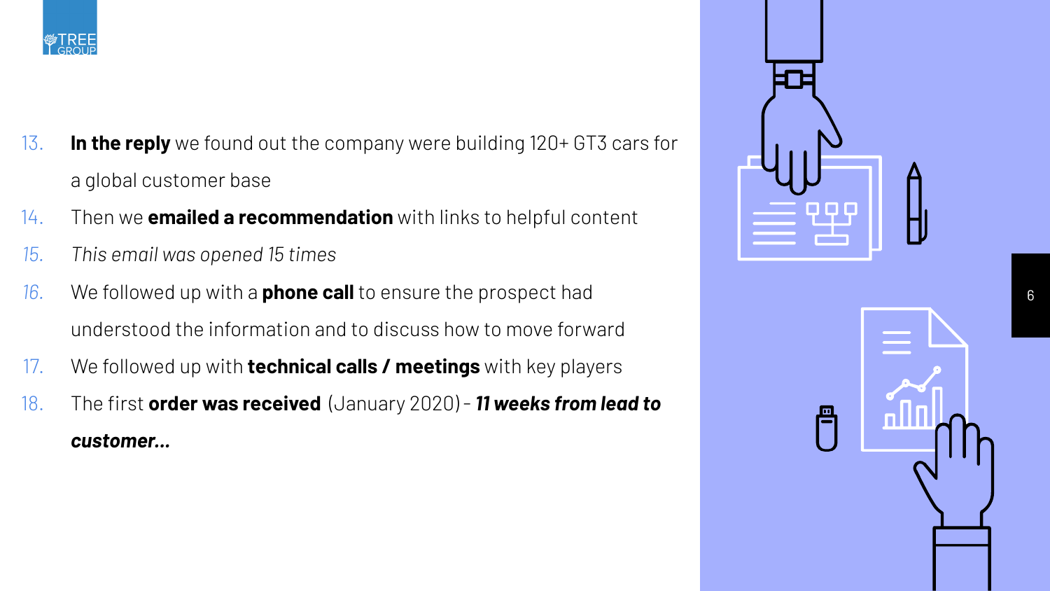13. **In the reply** we found out the company were building 120+ GT3 cars for a global customer base
14. Then we **emailed a recommendation** with links to helpful content
15. *This email was opened 15 times*
16. We followed up with a **phone call** to ensure the prospect had understood the information and to discuss how to move forward
17. We followed up with **technical calls / meetings** with key players
18. The first **order was received** (January 2020) - ***11 weeks from lead to customer...***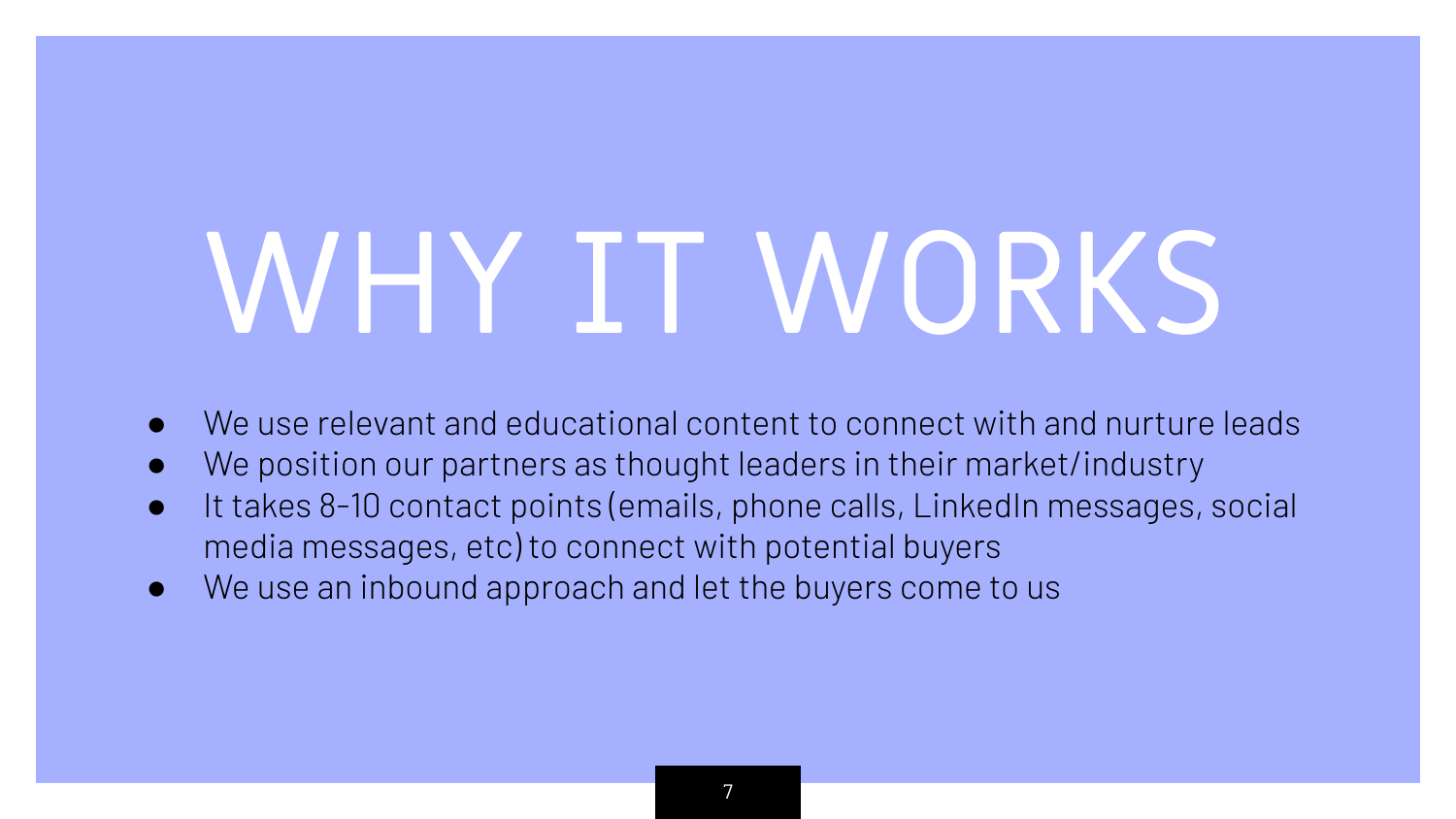# WHY IT WORKS

- We use relevant and educational content to connect with and nurture leads
- We position our partners as thought leaders in their market/industry
- It takes 8-10 contact points (emails, phone calls, LinkedIn messages, social media messages, etc) to connect with potential buyers
- We use an inbound approach and let the buyers come to us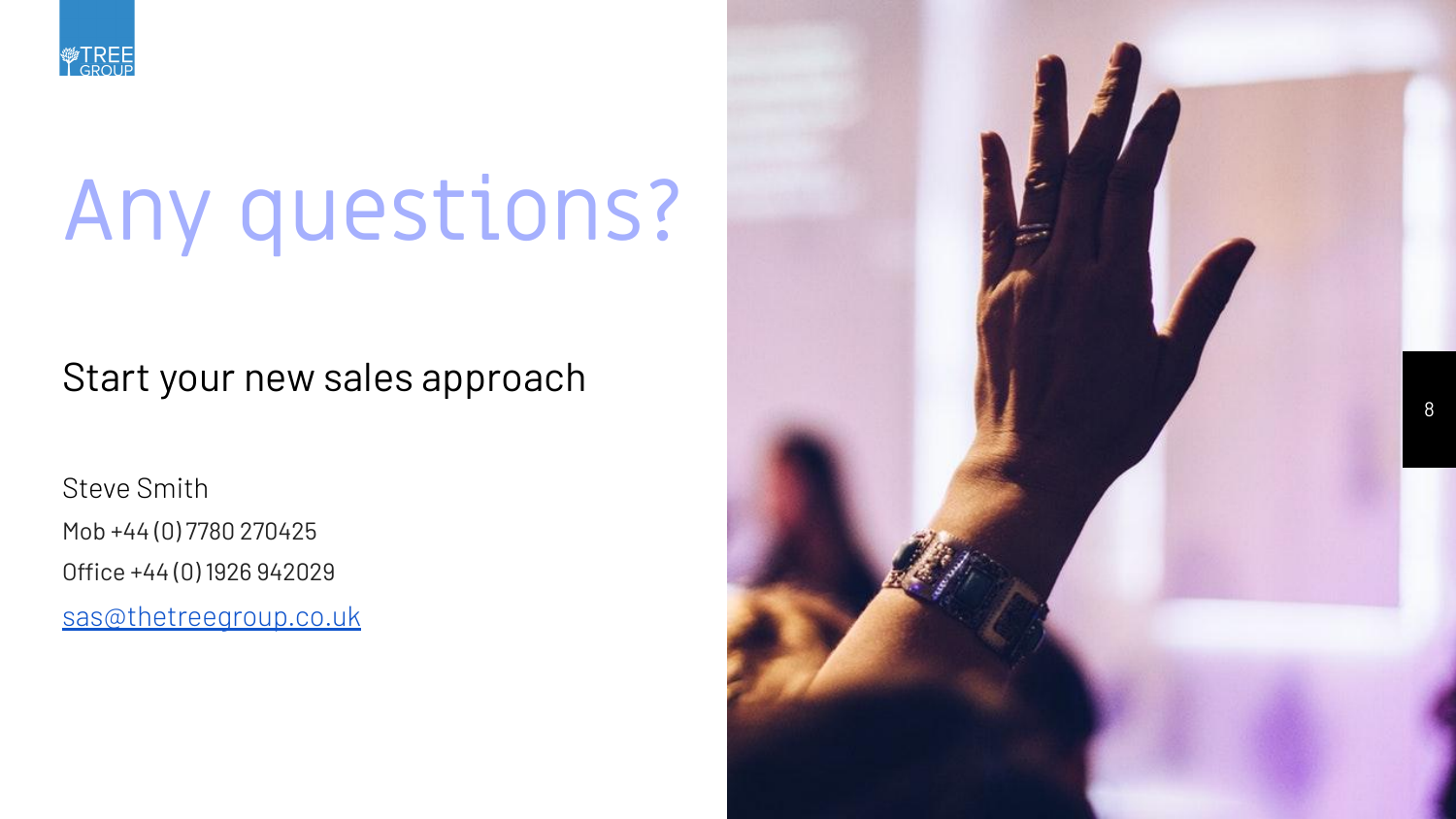# Any questions?

Start your new sales approach

Steve Smith

Mob +44 (0) 7780 270425

Office +44 (0) 1926 942029

[sas@thetreegroup.co.uk](mailto:sas@thetreegroup.co.uk)